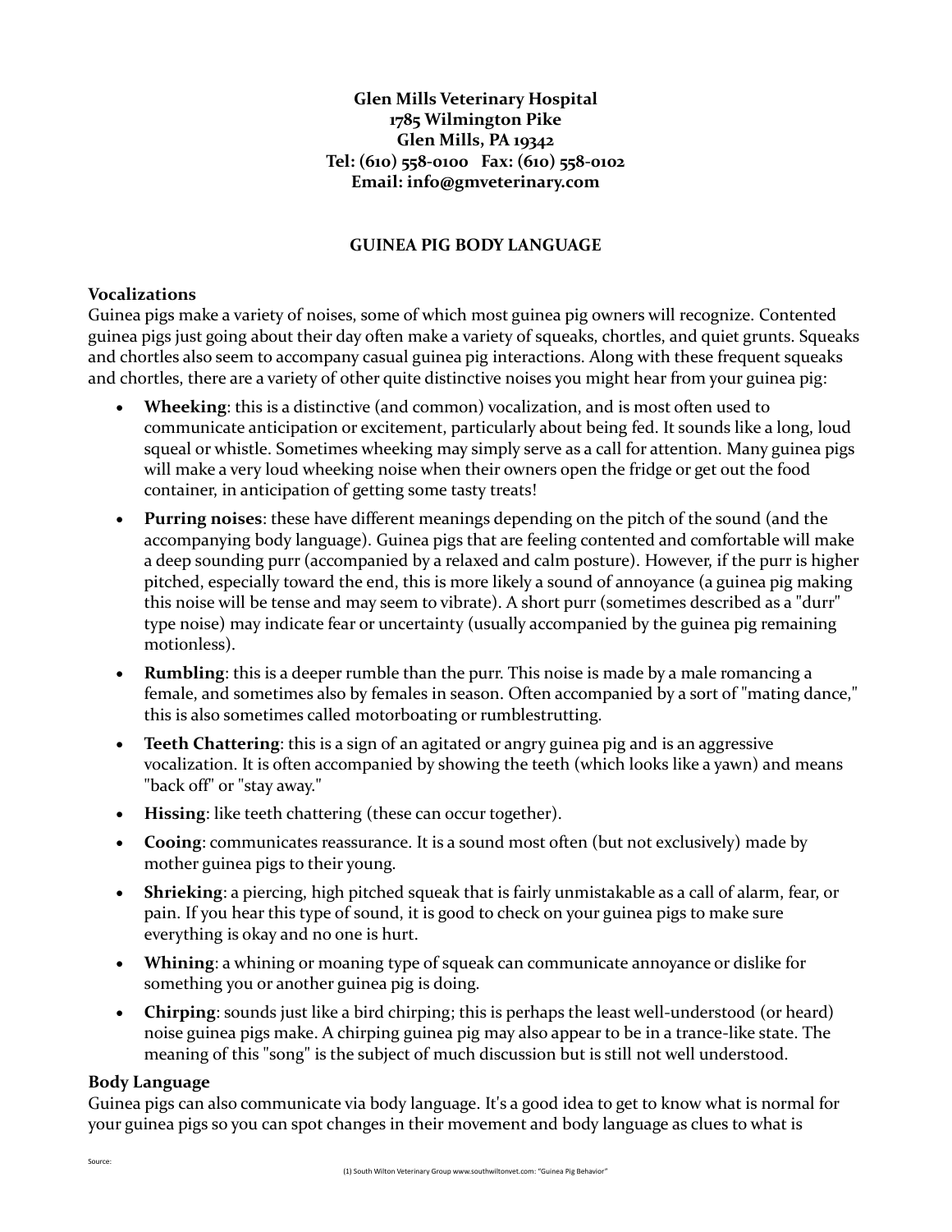**Glen Mills Veterinary Hospital**
**1785 Wilmington Pike**
**Glen Mills, PA 19342**
**Tel: (610) 558-0100 Fax: (610) 558-0102**
**Email: info@gmveterinary.com**

# GUINEA PIG BODY LANGUAGE

## Vocalizations

Guinea pigs make a variety of noises, some of which most guinea pig owners will recognize. Contented guinea pigs just going about their day often make a variety of squeaks, chortles, and quiet grunts. Squeaks and chortles also seem to accompany casual guinea pig interactions. Along with these frequent squeaks and chortles, there are a variety of other quite distinctive noises you might hear from your guinea pig:

- **Wheeking**: this is a distinctive (and common) vocalization, and is most often used to communicate anticipation or excitement, particularly about being fed. It sounds like a long, loud squeal or whistle. Sometimes wheeking may simply serve as a call for attention. Many guinea pigs will make a very loud wheeking noise when their owners open the fridge or get out the food container, in anticipation of getting some tasty treats!
- **Purring noises**: these have different meanings depending on the pitch of the sound (and the accompanying body language). Guinea pigs that are feeling contented and comfortable will make a deep sounding purr (accompanied by a relaxed and calm posture). However, if the purr is higher pitched, especially toward the end, this is more likely a sound of annoyance (a guinea pig making this noise will be tense and may seem to vibrate). A short purr (sometimes described as a "durr" type noise) may indicate fear or uncertainty (usually accompanied by the guinea pig remaining motionless).
- **Rumbling**: this is a deeper rumble than the purr. This noise is made by a male romancing a female, and sometimes also by females in season. Often accompanied by a sort of "mating dance," this is also sometimes called motorboating or rumblestrutting.
- **Teeth Chattering**: this is a sign of an agitated or angry guinea pig and is an aggressive vocalization. It is often accompanied by showing the teeth (which looks like a yawn) and means "back off" or "stay away."
- **Hissing**: like teeth chattering (these can occur together).
- **Cooing**: communicates reassurance. It is a sound most often (but not exclusively) made by mother guinea pigs to their young.
- **Shrieking**: a piercing, high pitched squeak that is fairly unmistakable as a call of alarm, fear, or pain. If you hear this type of sound, it is good to check on your guinea pigs to make sure everything is okay and no one is hurt.
- **Whining**: a whining or moaning type of squeak can communicate annoyance or dislike for something you or another guinea pig is doing.
- **Chirping**: sounds just like a bird chirping; this is perhaps the least well-understood (or heard) noise guinea pigs make. A chirping guinea pig may also appear to be in a trance-like state. The meaning of this "song" is the subject of much discussion but is still not well understood.

## Body Language

Guinea pigs can also communicate via body language. It's a good idea to get to know what is normal for your guinea pigs so you can spot changes in their movement and body language as clues to what is

Source:
(1) South Wilton Veterinary Group www.southwiltonvet.com: "Guinea Pig Behavior"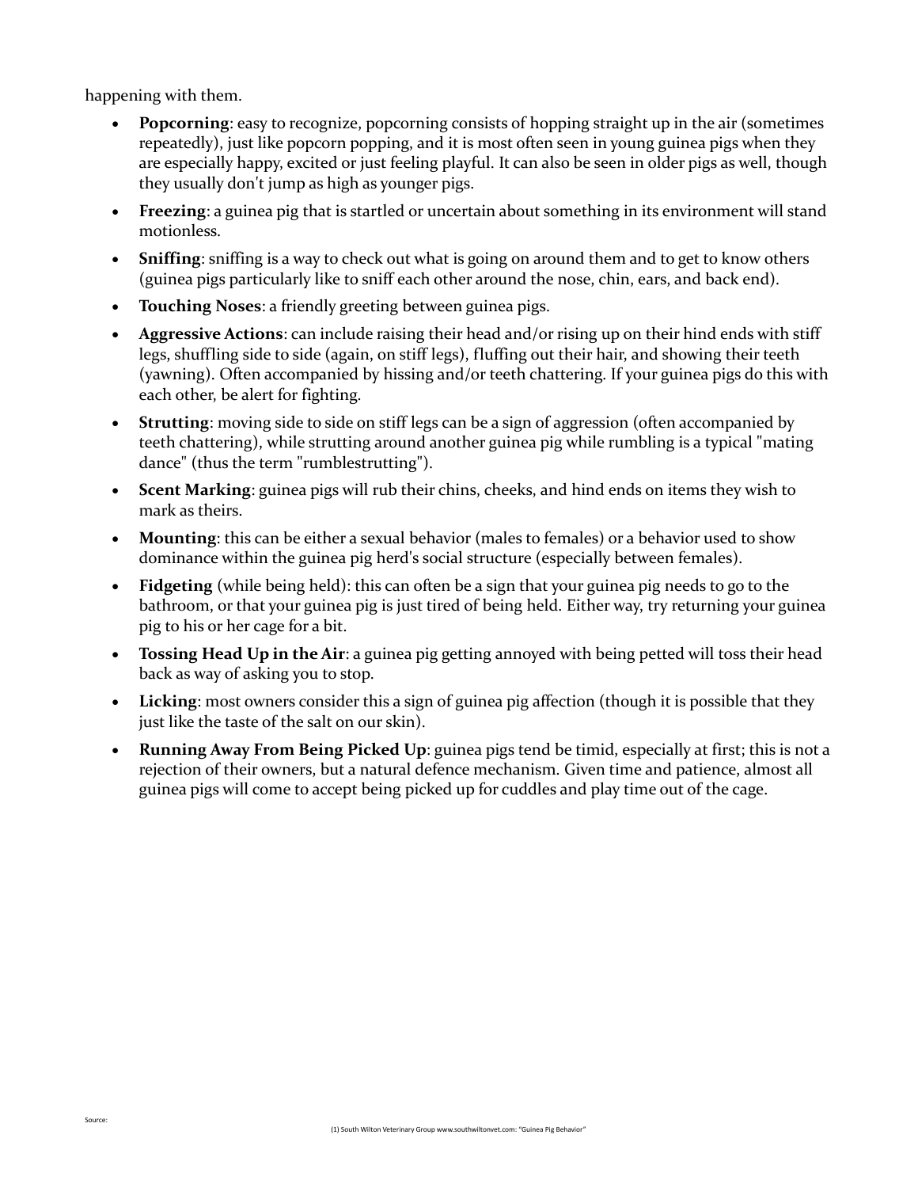happening with them.

- **Popcorning**: easy to recognize, popcorning consists of hopping straight up in the air (sometimes repeatedly), just like popcorn popping, and it is most often seen in young guinea pigs when they are especially happy, excited or just feeling playful. It can also be seen in older pigs as well, though they usually don't jump as high as younger pigs.
- **Freezing**: a guinea pig that is startled or uncertain about something in its environment will stand motionless.
- **Sniffing**: sniffing is a way to check out what is going on around them and to get to know others (guinea pigs particularly like to sniff each other around the nose, chin, ears, and back end).
- **Touching Noses**: a friendly greeting between guinea pigs.
- **Aggressive Actions**: can include raising their head and/or rising up on their hind ends with stiff legs, shuffling side to side (again, on stiff legs), fluffing out their hair, and showing their teeth (yawning). Often accompanied by hissing and/or teeth chattering. If your guinea pigs do this with each other, be alert for fighting.
- **Strutting**: moving side to side on stiff legs can be a sign of aggression (often accompanied by teeth chattering), while strutting around another guinea pig while rumbling is a typical "mating dance" (thus the term "rumblestrutting").
- **Scent Marking**: guinea pigs will rub their chins, cheeks, and hind ends on items they wish to mark as theirs.
- **Mounting**: this can be either a sexual behavior (males to females) or a behavior used to show dominance within the guinea pig herd's social structure (especially between females).
- **Fidgeting** (while being held): this can often be a sign that your guinea pig needs to go to the bathroom, or that your guinea pig is just tired of being held. Either way, try returning your guinea pig to his or her cage for a bit.
- **Tossing Head Up in the Air**: a guinea pig getting annoyed with being petted will toss their head back as way of asking you to stop.
- **Licking**: most owners consider this a sign of guinea pig affection (though it is possible that they just like the taste of the salt on our skin).
- **Running Away From Being Picked Up**: guinea pigs tend be timid, especially at first; this is not a rejection of their owners, but a natural defence mechanism. Given time and patience, almost all guinea pigs will come to accept being picked up for cuddles and play time out of the cage.

Source:

(1) South Wilton Veterinary Group www.southwiltonvet.com: "Guinea Pig Behavior"